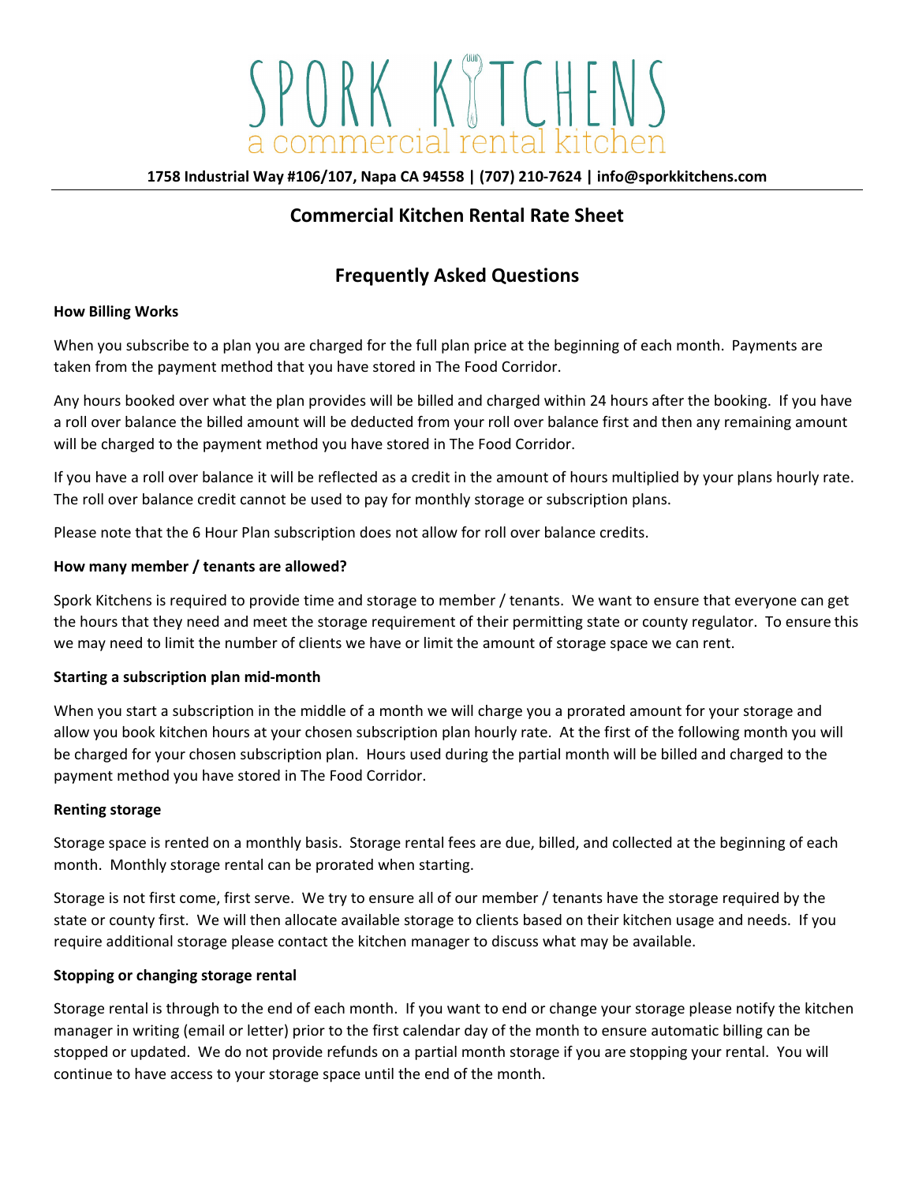# SPORK KITCHENS

a commercial rental kitchen

**1758 Industrial Way #106/107, Napa CA 94558 | (707) 210-7624 | info@sporkkitchens.com**

---

## Commercial Kitchen Rental Rate Sheet

## Frequently Asked Questions

**How Billing Works**

When you subscribe to a plan you are charged for the full plan price at the beginning of each month. Payments are taken from the payment method that you have stored in The Food Corridor.

Any hours booked over what the plan provides will be billed and charged within 24 hours after the booking. If you have a roll over balance the billed amount will be deducted from your roll over balance first and then any remaining amount will be charged to the payment method you have stored in The Food Corridor.

If you have a roll over balance it will be reflected as a credit in the amount of hours multiplied by your plans hourly rate. The roll over balance credit cannot be used to pay for monthly storage or subscription plans.

Please note that the 6 Hour Plan subscription does not allow for roll over balance credits.

**How many member / tenants are allowed?**

Spork Kitchens is required to provide time and storage to member / tenants. We want to ensure that everyone can get the hours that they need and meet the storage requirement of their permitting state or county regulator. To ensure this we may need to limit the number of clients we have or limit the amount of storage space we can rent.

**Starting a subscription plan mid-month**

When you start a subscription in the middle of a month we will charge you a prorated amount for your storage and allow you book kitchen hours at your chosen subscription plan hourly rate. At the first of the following month you will be charged for your chosen subscription plan. Hours used during the partial month will be billed and charged to the payment method you have stored in The Food Corridor.

**Renting storage**

Storage space is rented on a monthly basis. Storage rental fees are due, billed, and collected at the beginning of each month. Monthly storage rental can be prorated when starting.

Storage is not first come, first serve. We try to ensure all of our member / tenants have the storage required by the state or county first. We will then allocate available storage to clients based on their kitchen usage and needs. If you require additional storage please contact the kitchen manager to discuss what may be available.

**Stopping or changing storage rental**

Storage rental is through to the end of each month. If you want to end or change your storage please notify the kitchen manager in writing (email or letter) prior to the first calendar day of the month to ensure automatic billing can be stopped or updated. We do not provide refunds on a partial month storage if you are stopping your rental. You will continue to have access to your storage space until the end of the month.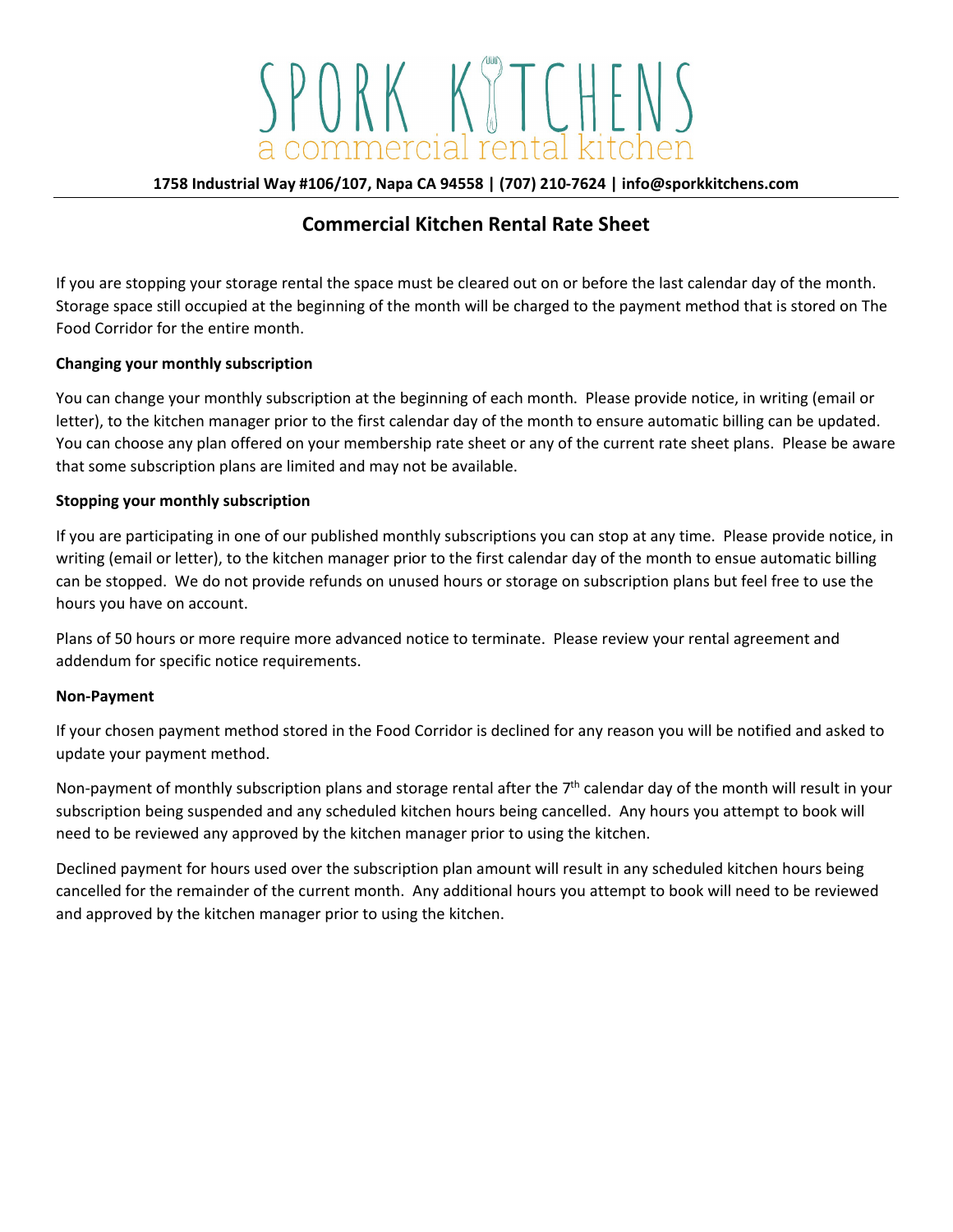# SPORK KITCHENS

a commercial rental kitchen

**1758 Industrial Way #106/107, Napa CA 94558 | (707) 210-7624 | info@sporkkitchens.com**

## Commercial Kitchen Rental Rate Sheet

If you are stopping your storage rental the space must be cleared out on or before the last calendar day of the month. Storage space still occupied at the beginning of the month will be charged to the payment method that is stored on The Food Corridor for the entire month.

**Changing your monthly subscription**

You can change your monthly subscription at the beginning of each month. Please provide notice, in writing (email or letter), to the kitchen manager prior to the first calendar day of the month to ensure automatic billing can be updated. You can choose any plan offered on your membership rate sheet or any of the current rate sheet plans. Please be aware that some subscription plans are limited and may not be available.

**Stopping your monthly subscription**

If you are participating in one of our published monthly subscriptions you can stop at any time. Please provide notice, in writing (email or letter), to the kitchen manager prior to the first calendar day of the month to ensue automatic billing can be stopped. We do not provide refunds on unused hours or storage on subscription plans but feel free to use the hours you have on account.

Plans of 50 hours or more require more advanced notice to terminate. Please review your rental agreement and addendum for specific notice requirements.

**Non-Payment**

If your chosen payment method stored in the Food Corridor is declined for any reason you will be notified and asked to update your payment method.

Non-payment of monthly subscription plans and storage rental after the 7th calendar day of the month will result in your subscription being suspended and any scheduled kitchen hours being cancelled. Any hours you attempt to book will need to be reviewed any approved by the kitchen manager prior to using the kitchen.

Declined payment for hours used over the subscription plan amount will result in any scheduled kitchen hours being cancelled for the remainder of the current month. Any additional hours you attempt to book will need to be reviewed and approved by the kitchen manager prior to using the kitchen.